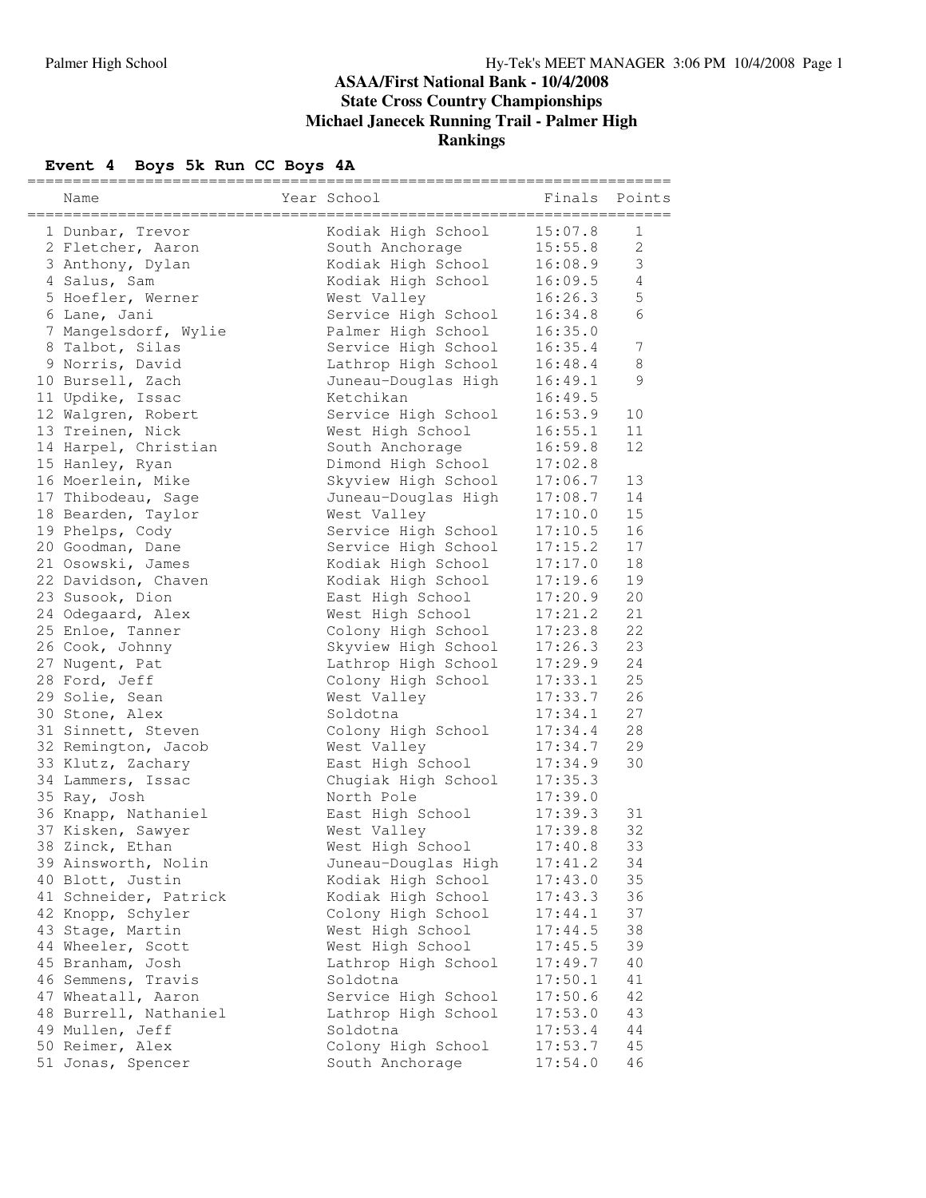# ASAA/First National Bank - 10/4/2008
## State Cross Country Championships
## Michael Janecek Running Trail - Palmer High
## Rankings

**Event 4 Boys 5k Run CC Boys 4A**

| | Name | Year | School | Finals | Points |
|---|---|---|---|---|---|
| 1 | Dunbar, Trevor | | Kodiak High School | 15:07.8 | 1 |
| 2 | Fletcher, Aaron | | South Anchorage | 15:55.8 | 2 |
| 3 | Anthony, Dylan | | Kodiak High School | 16:08.9 | 3 |
| 4 | Salus, Sam | | Kodiak High School | 16:09.5 | 4 |
| 5 | Hoefler, Werner | | West Valley | 16:26.3 | 5 |
| 6 | Lane, Jani | | Service High School | 16:34.8 | 6 |
| 7 | Mangelsdorf, Wylie | | Palmer High School | 16:35.0 | |
| 8 | Talbot, Silas | | Service High School | 16:35.4 | 7 |
| 9 | Norris, David | | Lathrop High School | 16:48.4 | 8 |
| 10 | Bursell, Zach | | Juneau-Douglas High | 16:49.1 | 9 |
| 11 | Updike, Issac | | Ketchikan | 16:49.5 | |
| 12 | Walgren, Robert | | Service High School | 16:53.9 | 10 |
| 13 | Treinen, Nick | | West High School | 16:55.1 | 11 |
| 14 | Harpel, Christian | | South Anchorage | 16:59.8 | 12 |
| 15 | Hanley, Ryan | | Dimond High School | 17:02.8 | |
| 16 | Moerlein, Mike | | Skyview High School | 17:06.7 | 13 |
| 17 | Thibodeau, Sage | | Juneau-Douglas High | 17:08.7 | 14 |
| 18 | Bearden, Taylor | | West Valley | 17:10.0 | 15 |
| 19 | Phelps, Cody | | Service High School | 17:10.5 | 16 |
| 20 | Goodman, Dane | | Service High School | 17:15.2 | 17 |
| 21 | Osowski, James | | Kodiak High School | 17:17.0 | 18 |
| 22 | Davidson, Chaven | | Kodiak High School | 17:19.6 | 19 |
| 23 | Susook, Dion | | East High School | 17:20.9 | 20 |
| 24 | Odegaard, Alex | | West High School | 17:21.2 | 21 |
| 25 | Enloe, Tanner | | Colony High School | 17:23.8 | 22 |
| 26 | Cook, Johnny | | Skyview High School | 17:26.3 | 23 |
| 27 | Nugent, Pat | | Lathrop High School | 17:29.9 | 24 |
| 28 | Ford, Jeff | | Colony High School | 17:33.1 | 25 |
| 29 | Solie, Sean | | West Valley | 17:33.7 | 26 |
| 30 | Stone, Alex | | Soldotna | 17:34.1 | 27 |
| 31 | Sinnett, Steven | | Colony High School | 17:34.4 | 28 |
| 32 | Remington, Jacob | | West Valley | 17:34.7 | 29 |
| 33 | Klutz, Zachary | | East High School | 17:34.9 | 30 |
| 34 | Lammers, Issac | | Chugiak High School | 17:35.3 | |
| 35 | Ray, Josh | | North Pole | 17:39.0 | |
| 36 | Knapp, Nathaniel | | East High School | 17:39.3 | 31 |
| 37 | Kisken, Sawyer | | West Valley | 17:39.8 | 32 |
| 38 | Zinck, Ethan | | West High School | 17:40.8 | 33 |
| 39 | Ainsworth, Nolin | | Juneau-Douglas High | 17:41.2 | 34 |
| 40 | Blott, Justin | | Kodiak High School | 17:43.0 | 35 |
| 41 | Schneider, Patrick | | Kodiak High School | 17:43.3 | 36 |
| 42 | Knopp, Schyler | | Colony High School | 17:44.1 | 37 |
| 43 | Stage, Martin | | West High School | 17:44.5 | 38 |
| 44 | Wheeler, Scott | | West High School | 17:45.5 | 39 |
| 45 | Branham, Josh | | Lathrop High School | 17:49.7 | 40 |
| 46 | Semmens, Travis | | Soldotna | 17:50.1 | 41 |
| 47 | Wheatall, Aaron | | Service High School | 17:50.6 | 42 |
| 48 | Burrell, Nathaniel | | Lathrop High School | 17:53.0 | 43 |
| 49 | Mullen, Jeff | | Soldotna | 17:53.4 | 44 |
| 50 | Reimer, Alex | | Colony High School | 17:53.7 | 45 |
| 51 | Jonas, Spencer | | South Anchorage | 17:54.0 | 46 |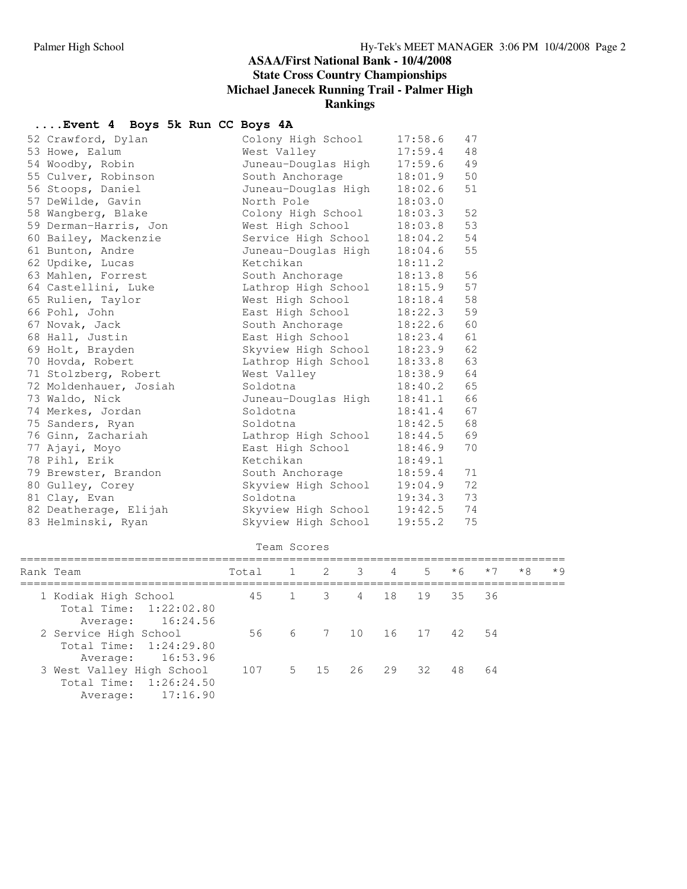# ASAA/First National Bank - 10/4/2008
## State Cross Country Championships
## Michael Janecek Running Trail - Palmer High
## Rankings

### ....Event 4 Boys 5k Run CC Boys 4A

| Place | Name | School | Time | Points |
|---|---|---|---|---|
| 52 | Crawford, Dylan | Colony High School | 17:58.6 | 47 |
| 53 | Howe, Ealum | West Valley | 17:59.4 | 48 |
| 54 | Woodby, Robin | Juneau-Douglas High | 17:59.6 | 49 |
| 55 | Culver, Robinson | South Anchorage | 18:01.9 | 50 |
| 56 | Stoops, Daniel | Juneau-Douglas High | 18:02.6 | 51 |
| 57 | DeWilde, Gavin | North Pole | 18:03.0 | |
| 58 | Wangberg, Blake | Colony High School | 18:03.3 | 52 |
| 59 | Derman-Harris, Jon | West High School | 18:03.8 | 53 |
| 60 | Bailey, Mackenzie | Service High School | 18:04.2 | 54 |
| 61 | Bunton, Andre | Juneau-Douglas High | 18:04.6 | 55 |
| 62 | Updike, Lucas | Ketchikan | 18:11.2 | |
| 63 | Mahlen, Forrest | South Anchorage | 18:13.8 | 56 |
| 64 | Castellini, Luke | Lathrop High School | 18:15.9 | 57 |
| 65 | Rulien, Taylor | West High School | 18:18.4 | 58 |
| 66 | Pohl, John | East High School | 18:22.3 | 59 |
| 67 | Novak, Jack | South Anchorage | 18:22.6 | 60 |
| 68 | Hall, Justin | East High School | 18:23.4 | 61 |
| 69 | Holt, Brayden | Skyview High School | 18:23.9 | 62 |
| 70 | Hovda, Robert | Lathrop High School | 18:33.8 | 63 |
| 71 | Stolzberg, Robert | West Valley | 18:38.9 | 64 |
| 72 | Moldenhauer, Josiah | Soldotna | 18:40.2 | 65 |
| 73 | Waldo, Nick | Juneau-Douglas High | 18:41.1 | 66 |
| 74 | Merkes, Jordan | Soldotna | 18:41.4 | 67 |
| 75 | Sanders, Ryan | Soldotna | 18:42.5 | 68 |
| 76 | Ginn, Zachariah | Lathrop High School | 18:44.5 | 69 |
| 77 | Ajayi, Moyo | East High School | 18:46.9 | 70 |
| 78 | Pihl, Erik | Ketchikan | 18:49.1 | |
| 79 | Brewster, Brandon | South Anchorage | 18:59.4 | 71 |
| 80 | Gulley, Corey | Skyview High School | 19:04.9 | 72 |
| 81 | Clay, Evan | Soldotna | 19:34.3 | 73 |
| 82 | Deatherage, Elijah | Skyview High School | 19:42.5 | 74 |
| 83 | Helminski, Ryan | Skyview High School | 19:55.2 | 75 |

Team Scores

| Rank | Team | Total | 1 | 2 | 3 | 4 | 5 | *6 | *7 | *8 | *9 |
|---|---|---|---|---|---|---|---|---|---|---|---|
| 1 | Kodiak High School | 45 | 1 | 3 | 4 | 18 | 19 | 35 | 36 | | |
| | Total Time: 1:22:02.80 | | | | | | | | | | |
| | Average: 16:24.56 | | | | | | | | | | |
| 2 | Service High School | 56 | 6 | 7 | 10 | 16 | 17 | 42 | 54 | | |
| | Total Time: 1:24:29.80 | | | | | | | | | | |
| | Average: 16:53.96 | | | | | | | | | | |
| 3 | West Valley High School | 107 | 5 | 15 | 26 | 29 | 32 | 48 | 64 | | |
| | Total Time: 1:26:24.50 | | | | | | | | | | |
| | Average: 17:16.90 | | | | | | | | | | |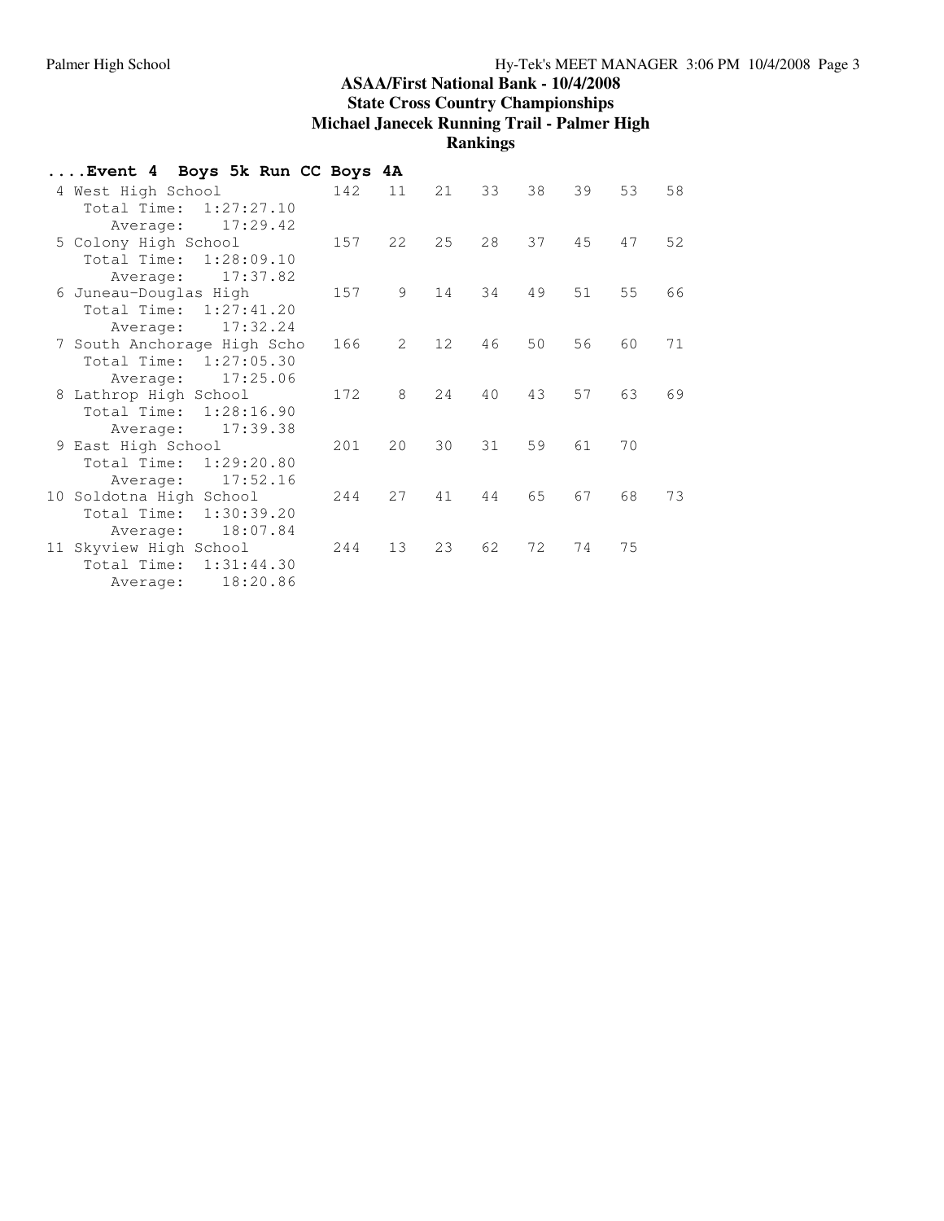## ASAA/First National Bank - 10/4/2008
## State Cross Country Championships
## Michael Janecek Running Trail - Palmer High
## Rankings

**....Event 4 Boys 5k Run CC Boys 4A**

| | | | | | | | | | |
|---|---|---|---|---|---|---|---|---|---|
| 4 | West High School | 142 | 11 | 21 | 33 | 38 | 39 | 53 | 58 |
| | Total Time: 1:27:27.10 | | | | | | | | |
| | Average: 17:29.42 | | | | | | | | |
| 5 | Colony High School | 157 | 22 | 25 | 28 | 37 | 45 | 47 | 52 |
| | Total Time: 1:28:09.10 | | | | | | | | |
| | Average: 17:37.82 | | | | | | | | |
| 6 | Juneau-Douglas High | 157 | 9 | 14 | 34 | 49 | 51 | 55 | 66 |
| | Total Time: 1:27:41.20 | | | | | | | | |
| | Average: 17:32.24 | | | | | | | | |
| 7 | South Anchorage High Scho | 166 | 2 | 12 | 46 | 50 | 56 | 60 | 71 |
| | Total Time: 1:27:05.30 | | | | | | | | |
| | Average: 17:25.06 | | | | | | | | |
| 8 | Lathrop High School | 172 | 8 | 24 | 40 | 43 | 57 | 63 | 69 |
| | Total Time: 1:28:16.90 | | | | | | | | |
| | Average: 17:39.38 | | | | | | | | |
| 9 | East High School | 201 | 20 | 30 | 31 | 59 | 61 | 70 | |
| | Total Time: 1:29:20.80 | | | | | | | | |
| | Average: 17:52.16 | | | | | | | | |
| 10 | Soldotna High School | 244 | 27 | 41 | 44 | 65 | 67 | 68 | 73 |
| | Total Time: 1:30:39.20 | | | | | | | | |
| | Average: 18:07.84 | | | | | | | | |
| 11 | Skyview High School | 244 | 13 | 23 | 62 | 72 | 74 | 75 | |
| | Total Time: 1:31:44.30 | | | | | | | | |
| | Average: 18:20.86 | | | | | | | | |